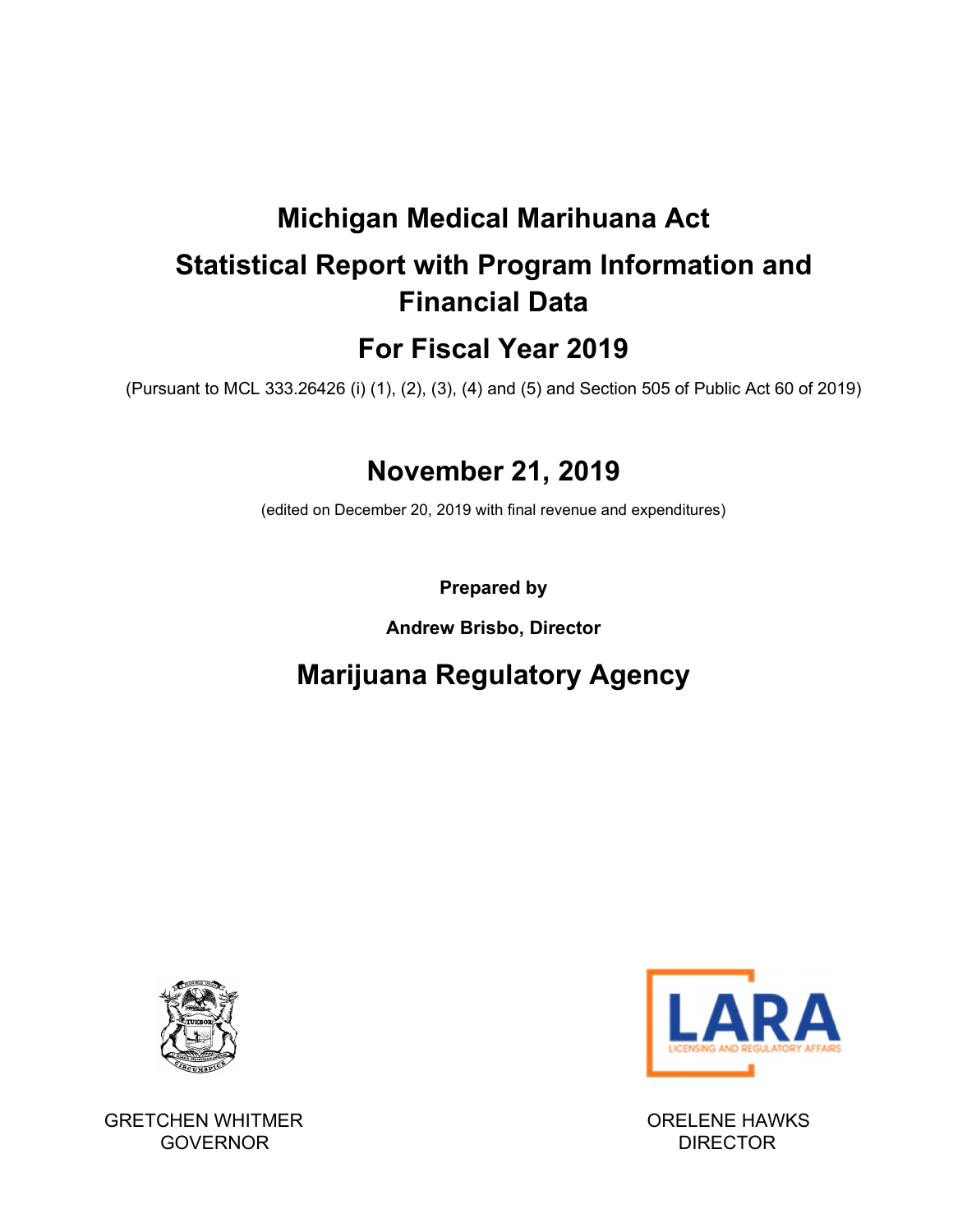# Michigan Medical Marihuana Act

## Statistical Report with Program Information and Financial Data

## For Fiscal Year 2019

(Pursuant to MCL 333.26426 (i) (1), (2), (3), (4) and (5) and Section 505 of Public Act 60 of 2019)

## November 21, 2019

(edited on December 20, 2019 with final revenue and expenditures)

**Prepared by**

**Andrew Brisbo, Director**

## Marijuana Regulatory Agency

GRETCHEN WHITMER
GOVERNOR

LARA
LICENSING AND REGULATORY AFFAIRS

ORELENE HAWKS
DIRECTOR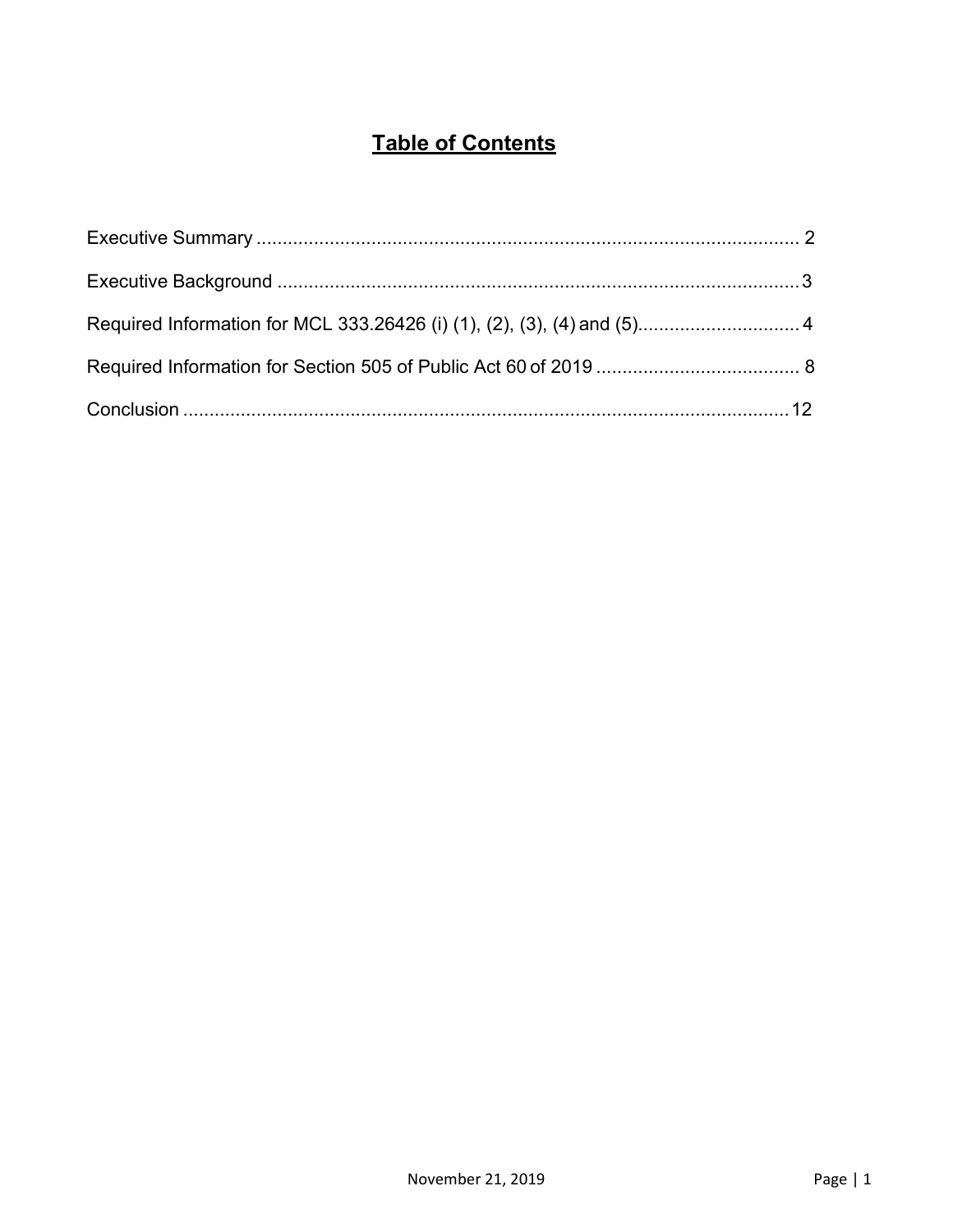# Table of Contents

Executive Summary ........................................................................................................ 2

Executive Background .................................................................................................... 3

Required Information for MCL 333.26426 (i) (1), (2), (3), (4) and (5)................................ 4

Required Information for Section 505 of Public Act 60 of 2019 ....................................... 8

Conclusion ...................................................................................................................... 12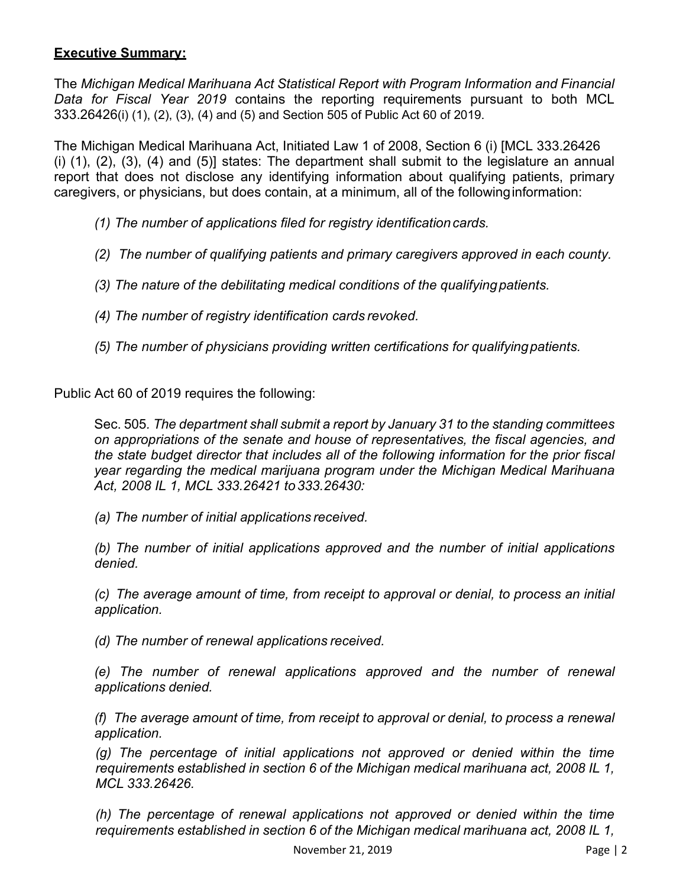## **Executive Summary:**

The *Michigan Medical Marihuana Act Statistical Report with Program Information and Financial Data for Fiscal Year 2019* contains the reporting requirements pursuant to both MCL 333.26426(i) (1), (2), (3), (4) and (5) and Section 505 of Public Act 60 of 2019.

The Michigan Medical Marihuana Act, Initiated Law 1 of 2008, Section 6 (i) [MCL 333.26426 (i) (1), (2), (3), (4) and (5)] states: The department shall submit to the legislature an annual report that does not disclose any identifying information about qualifying patients, primary caregivers, or physicians, but does contain, at a minimum, all of the following information:

*(1) The number of applications filed for registry identification cards.*

*(2) The number of qualifying patients and primary caregivers approved in each county.*

*(3) The nature of the debilitating medical conditions of the qualifying patients.*

*(4) The number of registry identification cards revoked.*

*(5) The number of physicians providing written certifications for qualifying patients.*

Public Act 60 of 2019 requires the following:

Sec. 505*. The department shall submit a report by January 31 to the standing committees on appropriations of the senate and house of representatives, the fiscal agencies, and the state budget director that includes all of the following information for the prior fiscal year regarding the medical marijuana program under the Michigan Medical Marihuana Act, 2008 IL 1, MCL 333.26421 to 333.26430:*

*(a) The number of initial applications received.*

*(b) The number of initial applications approved and the number of initial applications denied.*

*(c) The average amount of time, from receipt to approval or denial, to process an initial application.*

*(d) The number of renewal applications received.*

*(e) The number of renewal applications approved and the number of renewal applications denied.*

*(f) The average amount of time, from receipt to approval or denial, to process a renewal application.*

*(g) The percentage of initial applications not approved or denied within the time requirements established in section 6 of the Michigan medical marihuana act, 2008 IL 1, MCL 333.26426.*

*(h) The percentage of renewal applications not approved or denied within the time requirements established in section 6 of the Michigan medical marihuana act, 2008 IL 1,*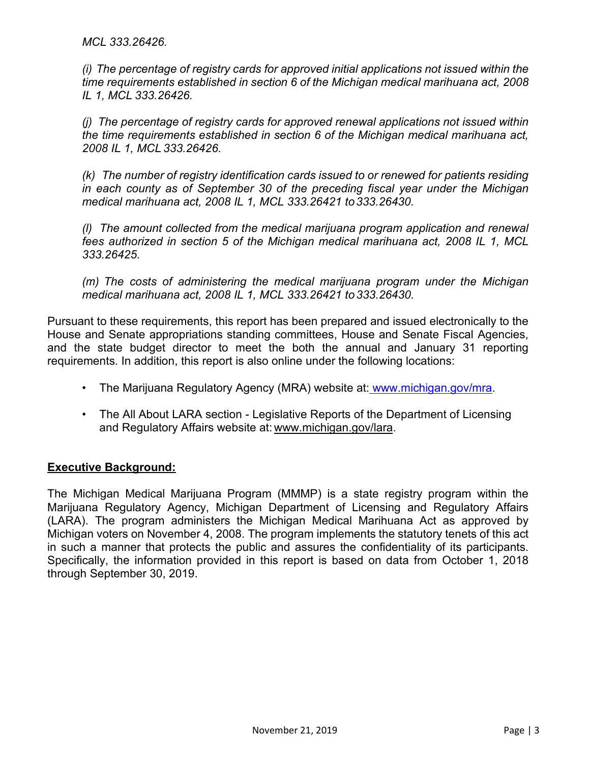*MCL 333.26426.*

*(i) The percentage of registry cards for approved initial applications not issued within the time requirements established in section 6 of the Michigan medical marihuana act, 2008 IL 1, MCL 333.26426.*

*(j) The percentage of registry cards for approved renewal applications not issued within the time requirements established in section 6 of the Michigan medical marihuana act, 2008 IL 1, MCL 333.26426.*

*(k) The number of registry identification cards issued to or renewed for patients residing in each county as of September 30 of the preceding fiscal year under the Michigan medical marihuana act, 2008 IL 1, MCL 333.26421 to 333.26430.*

*(l) The amount collected from the medical marijuana program application and renewal fees authorized in section 5 of the Michigan medical marihuana act, 2008 IL 1, MCL 333.26425.*

*(m) The costs of administering the medical marijuana program under the Michigan medical marihuana act, 2008 IL 1, MCL 333.26421 to 333.26430.*

Pursuant to these requirements, this report has been prepared and issued electronically to the House and Senate appropriations standing committees, House and Senate Fiscal Agencies, and the state budget director to meet the both the annual and January 31 reporting requirements. In addition, this report is also online under the following locations:

- The Marijuana Regulatory Agency (MRA) website at: www.michigan.gov/mra.
- The All About LARA section - Legislative Reports of the Department of Licensing and Regulatory Affairs website at: www.michigan.gov/lara.

**Executive Background:**

The Michigan Medical Marijuana Program (MMMP) is a state registry program within the Marijuana Regulatory Agency, Michigan Department of Licensing and Regulatory Affairs (LARA). The program administers the Michigan Medical Marihuana Act as approved by Michigan voters on November 4, 2008. The program implements the statutory tenets of this act in such a manner that protects the public and assures the confidentiality of its participants. Specifically, the information provided in this report is based on data from October 1, 2018 through September 30, 2019.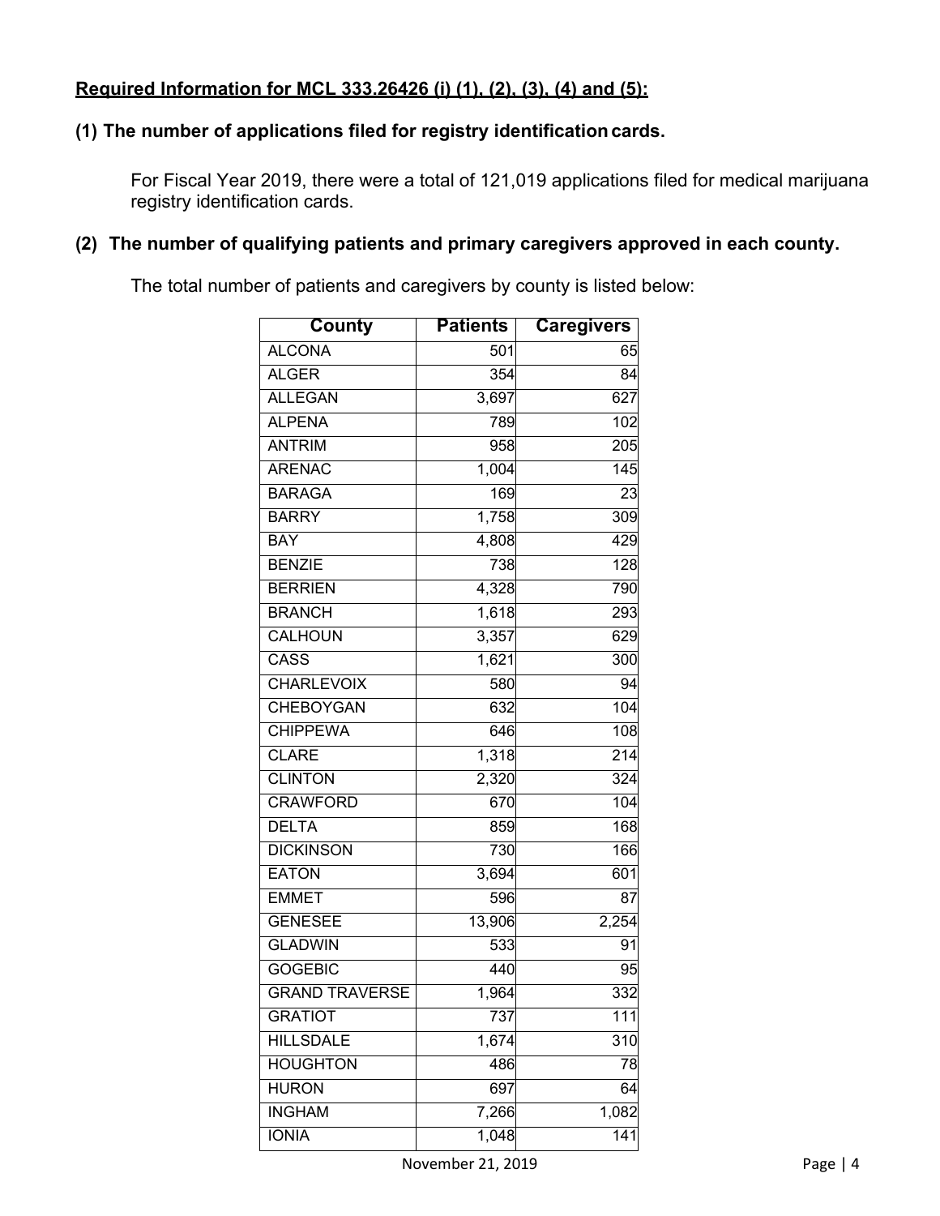**Required Information for MCL 333.26426 (i) (1), (2), (3), (4) and (5):**

**(1) The number of applications filed for registry identification cards.**

For Fiscal Year 2019, there were a total of 121,019 applications filed for medical marijuana registry identification cards.

**(2) The number of qualifying patients and primary caregivers approved in each county.**

The total number of patients and caregivers by county is listed below:

| County | Patients | Caregivers |
|---|---|---|
| ALCONA | 501 | 65 |
| ALGER | 354 | 84 |
| ALLEGAN | 3,697 | 627 |
| ALPENA | 789 | 102 |
| ANTRIM | 958 | 205 |
| ARENAC | 1,004 | 145 |
| BARAGA | 169 | 23 |
| BARRY | 1,758 | 309 |
| BAY | 4,808 | 429 |
| BENZIE | 738 | 128 |
| BERRIEN | 4,328 | 790 |
| BRANCH | 1,618 | 293 |
| CALHOUN | 3,357 | 629 |
| CASS | 1,621 | 300 |
| CHARLEVOIX | 580 | 94 |
| CHEBOYGAN | 632 | 104 |
| CHIPPEWA | 646 | 108 |
| CLARE | 1,318 | 214 |
| CLINTON | 2,320 | 324 |
| CRAWFORD | 670 | 104 |
| DELTA | 859 | 168 |
| DICKINSON | 730 | 166 |
| EATON | 3,694 | 601 |
| EMMET | 596 | 87 |
| GENESEE | 13,906 | 2,254 |
| GLADWIN | 533 | 91 |
| GOGEBIC | 440 | 95 |
| GRAND TRAVERSE | 1,964 | 332 |
| GRATIOT | 737 | 111 |
| HILLSDALE | 1,674 | 310 |
| HOUGHTON | 486 | 78 |
| HURON | 697 | 64 |
| INGHAM | 7,266 | 1,082 |
| IONIA | 1,048 | 141 |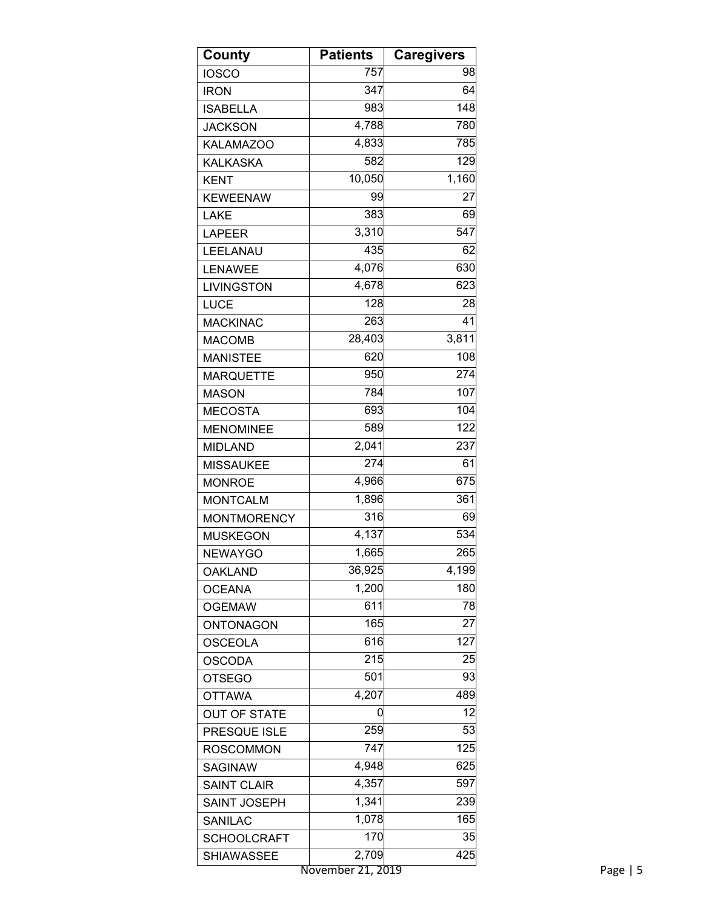| County | Patients | Caregivers |
|---|---|---|
| IOSCO | 757 | 98 |
| IRON | 347 | 64 |
| ISABELLA | 983 | 148 |
| JACKSON | 4,788 | 780 |
| KALAMAZOO | 4,833 | 785 |
| KALKASKA | 582 | 129 |
| KENT | 10,050 | 1,160 |
| KEWEENAW | 99 | 27 |
| LAKE | 383 | 69 |
| LAPEER | 3,310 | 547 |
| LEELANAU | 435 | 62 |
| LENAWEE | 4,076 | 630 |
| LIVINGSTON | 4,678 | 623 |
| LUCE | 128 | 28 |
| MACKINAC | 263 | 41 |
| MACOMB | 28,403 | 3,811 |
| MANISTEE | 620 | 108 |
| MARQUETTE | 950 | 274 |
| MASON | 784 | 107 |
| MECOSTA | 693 | 104 |
| MENOMINEE | 589 | 122 |
| MIDLAND | 2,041 | 237 |
| MISSAUKEE | 274 | 61 |
| MONROE | 4,966 | 675 |
| MONTCALM | 1,896 | 361 |
| MONTMORENCY | 316 | 69 |
| MUSKEGON | 4,137 | 534 |
| NEWAYGO | 1,665 | 265 |
| OAKLAND | 36,925 | 4,199 |
| OCEANA | 1,200 | 180 |
| OGEMAW | 611 | 78 |
| ONTONAGON | 165 | 27 |
| OSCEOLA | 616 | 127 |
| OSCODA | 215 | 25 |
| OTSEGO | 501 | 93 |
| OTTAWA | 4,207 | 489 |
| OUT OF STATE | 0 | 12 |
| PRESQUE ISLE | 259 | 53 |
| ROSCOMMON | 747 | 125 |
| SAGINAW | 4,948 | 625 |
| SAINT CLAIR | 4,357 | 597 |
| SAINT JOSEPH | 1,341 | 239 |
| SANILAC | 1,078 | 165 |
| SCHOOLCRAFT | 170 | 35 |
| SHIAWASSEE | 2,709 | 425 |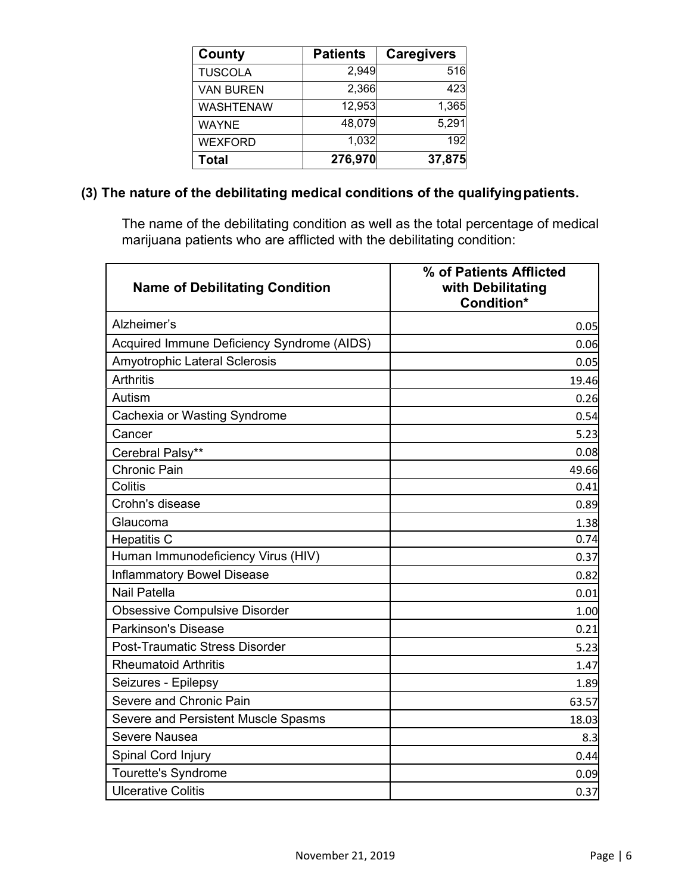| County | Patients | Caregivers |
|---|---|---|
| TUSCOLA | 2,949 | 516 |
| VAN BUREN | 2,366 | 423 |
| WASHTENAW | 12,953 | 1,365 |
| WAYNE | 48,079 | 5,291 |
| WEXFORD | 1,032 | 192 |
| **Total** | **276,970** | **37,875** |

### (3) The nature of the debilitating medical conditions of the qualifying patients.

The name of the debilitating condition as well as the total percentage of medical marijuana patients who are afflicted with the debilitating condition:

| Name of Debilitating Condition | % of Patients Afflicted with Debilitating Condition* |
|---|---|
| Alzheimer's | 0.05 |
| Acquired Immune Deficiency Syndrome (AIDS) | 0.06 |
| Amyotrophic Lateral Sclerosis | 0.05 |
| Arthritis | 19.46 |
| Autism | 0.26 |
| Cachexia or Wasting Syndrome | 0.54 |
| Cancer | 5.23 |
| Cerebral Palsy** | 0.08 |
| Chronic Pain | 49.66 |
| Colitis | 0.41 |
| Crohn's disease | 0.89 |
| Glaucoma | 1.38 |
| Hepatitis C | 0.74 |
| Human Immunodeficiency Virus (HIV) | 0.37 |
| Inflammatory Bowel Disease | 0.82 |
| Nail Patella | 0.01 |
| Obsessive Compulsive Disorder | 1.00 |
| Parkinson's Disease | 0.21 |
| Post-Traumatic Stress Disorder | 5.23 |
| Rheumatoid Arthritis | 1.47 |
| Seizures - Epilepsy | 1.89 |
| Severe and Chronic Pain | 63.57 |
| Severe and Persistent Muscle Spasms | 18.03 |
| Severe Nausea | 8.3 |
| Spinal Cord Injury | 0.44 |
| Tourette's Syndrome | 0.09 |
| Ulcerative Colitis | 0.37 |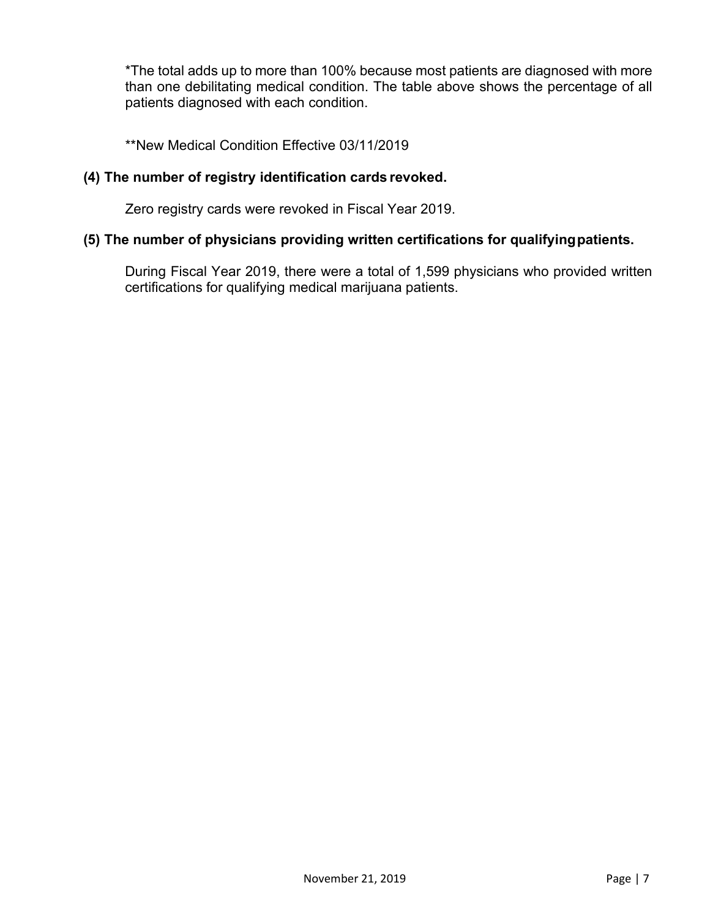*The total adds up to more than 100% because most patients are diagnosed with more than one debilitating medical condition. The table above shows the percentage of all patients diagnosed with each condition.

**New Medical Condition Effective 03/11/2019

### (4) The number of registry identification cards revoked.

Zero registry cards were revoked in Fiscal Year 2019.

### (5) The number of physicians providing written certifications for qualifying patients.

During Fiscal Year 2019, there were a total of 1,599 physicians who provided written certifications for qualifying medical marijuana patients.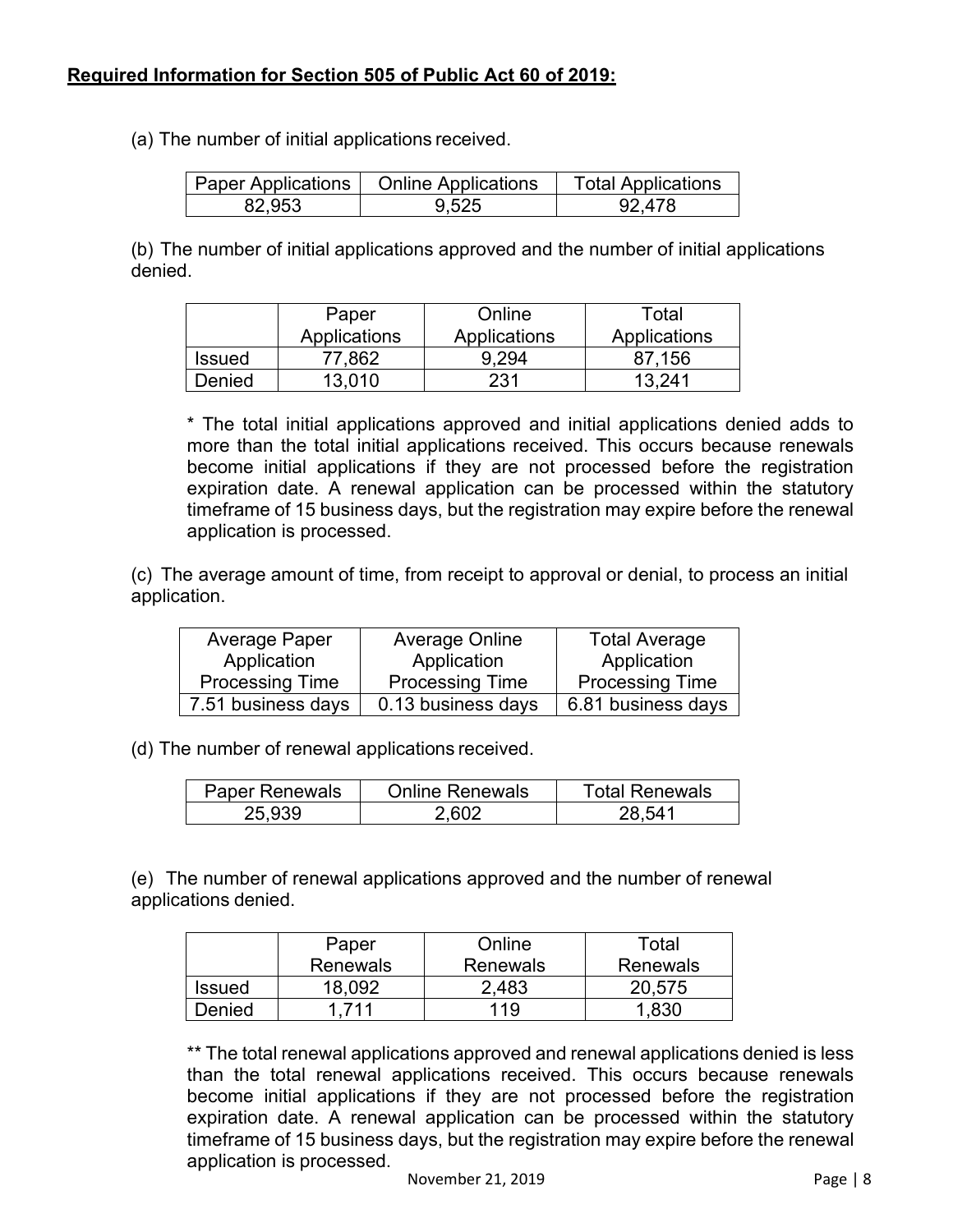**Required Information for Section 505 of Public Act 60 of 2019:**

(a) The number of initial applications received.

| Paper Applications | Online Applications | Total Applications |
|---|---|---|
| 82,953 | 9,525 | 92,478 |

(b) The number of initial applications approved and the number of initial applications denied.

| | Paper Applications | Online Applications | Total Applications |
|---|---|---|---|
| Issued | 77,862 | 9,294 | 87,156 |
| Denied | 13,010 | 231 | 13,241 |

* The total initial applications approved and initial applications denied adds to more than the total initial applications received. This occurs because renewals become initial applications if they are not processed before the registration expiration date. A renewal application can be processed within the statutory timeframe of 15 business days, but the registration may expire before the renewal application is processed.

(c) The average amount of time, from receipt to approval or denial, to process an initial application.

| Average Paper Application Processing Time | Average Online Application Processing Time | Total Average Application Processing Time |
|---|---|---|
| 7.51 business days | 0.13 business days | 6.81 business days |

(d) The number of renewal applications received.

| Paper Renewals | Online Renewals | Total Renewals |
|---|---|---|
| 25,939 | 2,602 | 28,541 |

(e) The number of renewal applications approved and the number of renewal applications denied.

| | Paper Renewals | Online Renewals | Total Renewals |
|---|---|---|---|
| Issued | 18,092 | 2,483 | 20,575 |
| Denied | 1,711 | 119 | 1,830 |

** The total renewal applications approved and renewal applications denied is less than the total renewal applications received. This occurs because renewals become initial applications if they are not processed before the registration expiration date. A renewal application can be processed within the statutory timeframe of 15 business days, but the registration may expire before the renewal application is processed.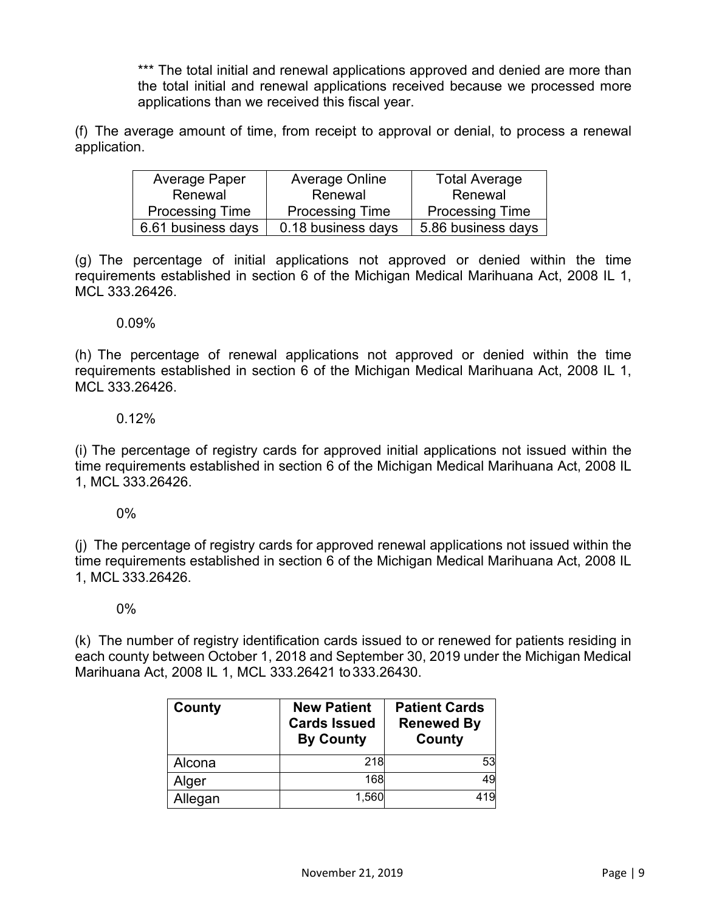*** The total initial and renewal applications approved and denied are more than the total initial and renewal applications received because we processed more applications than we received this fiscal year.

(f) The average amount of time, from receipt to approval or denial, to process a renewal application.

| Average Paper Renewal Processing Time | Average Online Renewal Processing Time | Total Average Renewal Processing Time |
|---|---|---|
| 6.61 business days | 0.18 business days | 5.86 business days |

(g) The percentage of initial applications not approved or denied within the time requirements established in section 6 of the Michigan Medical Marihuana Act, 2008 IL 1, MCL 333.26426.

0.09%

(h) The percentage of renewal applications not approved or denied within the time requirements established in section 6 of the Michigan Medical Marihuana Act, 2008 IL 1, MCL 333.26426.

0.12%

(i) The percentage of registry cards for approved initial applications not issued within the time requirements established in section 6 of the Michigan Medical Marihuana Act, 2008 IL 1, MCL 333.26426.

0%

(j) The percentage of registry cards for approved renewal applications not issued within the time requirements established in section 6 of the Michigan Medical Marihuana Act, 2008 IL 1, MCL 333.26426.

0%

(k) The number of registry identification cards issued to or renewed for patients residing in each county between October 1, 2018 and September 30, 2019 under the Michigan Medical Marihuana Act, 2008 IL 1, MCL 333.26421 to 333.26430.

| **County** | **New Patient Cards Issued By County** | **Patient Cards Renewed By County** |
|---|---|---|
| Alcona | 218 | 53 |
| Alger | 168 | 49 |
| Allegan | 1,560 | 419 |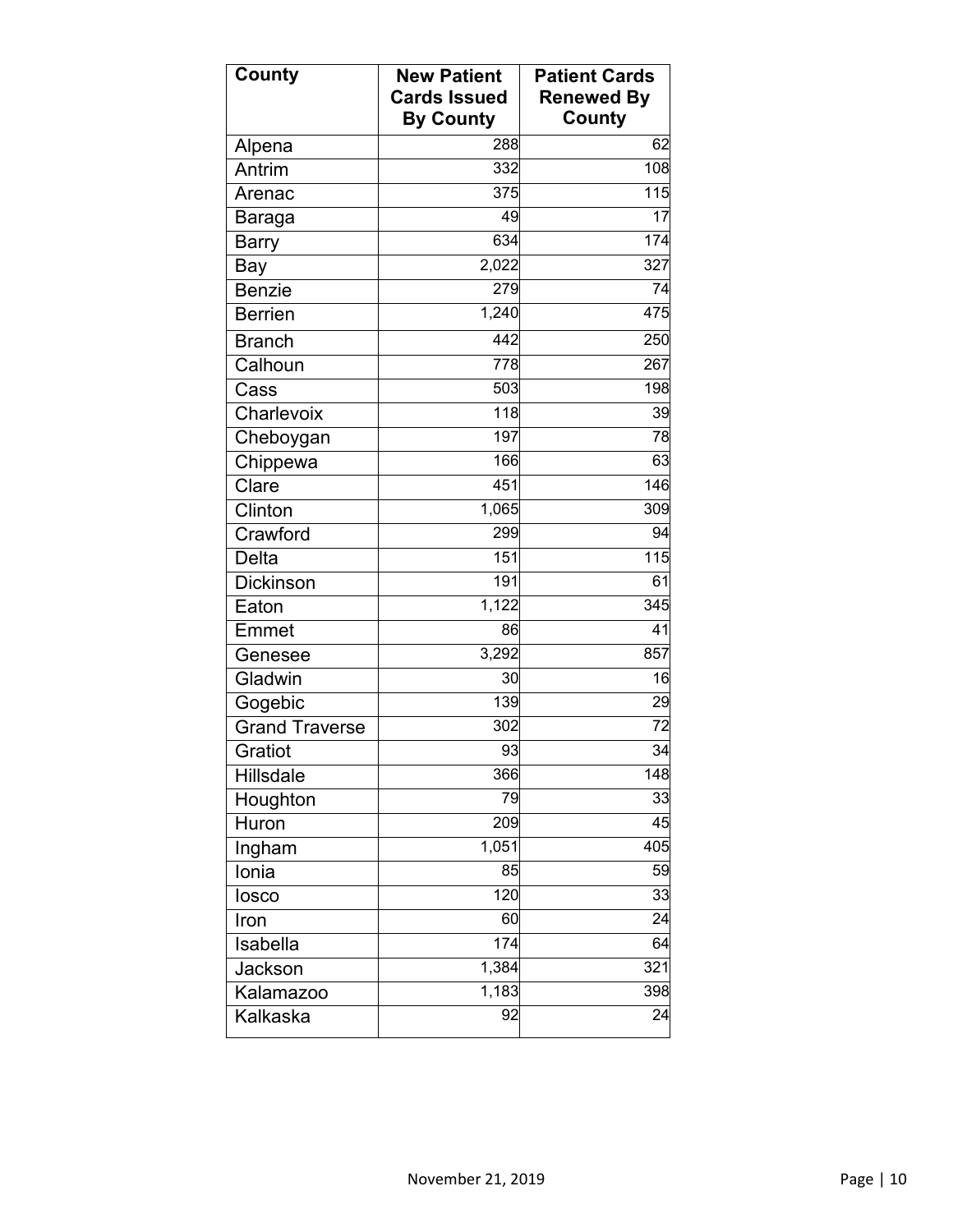| County | New Patient Cards Issued By County | Patient Cards Renewed By County |
|---|---|---|
| Alpena | 288 | 62 |
| Antrim | 332 | 108 |
| Arenac | 375 | 115 |
| Baraga | 49 | 17 |
| Barry | 634 | 174 |
| Bay | 2,022 | 327 |
| Benzie | 279 | 74 |
| Berrien | 1,240 | 475 |
| Branch | 442 | 250 |
| Calhoun | 778 | 267 |
| Cass | 503 | 198 |
| Charlevoix | 118 | 39 |
| Cheboygan | 197 | 78 |
| Chippewa | 166 | 63 |
| Clare | 451 | 146 |
| Clinton | 1,065 | 309 |
| Crawford | 299 | 94 |
| Delta | 151 | 115 |
| Dickinson | 191 | 61 |
| Eaton | 1,122 | 345 |
| Emmet | 86 | 41 |
| Genesee | 3,292 | 857 |
| Gladwin | 30 | 16 |
| Gogebic | 139 | 29 |
| Grand Traverse | 302 | 72 |
| Gratiot | 93 | 34 |
| Hillsdale | 366 | 148 |
| Houghton | 79 | 33 |
| Huron | 209 | 45 |
| Ingham | 1,051 | 405 |
| Ionia | 85 | 59 |
| Iosco | 120 | 33 |
| Iron | 60 | 24 |
| Isabella | 174 | 64 |
| Jackson | 1,384 | 321 |
| Kalamazoo | 1,183 | 398 |
| Kalkaska | 92 | 24 |

November 21, 2019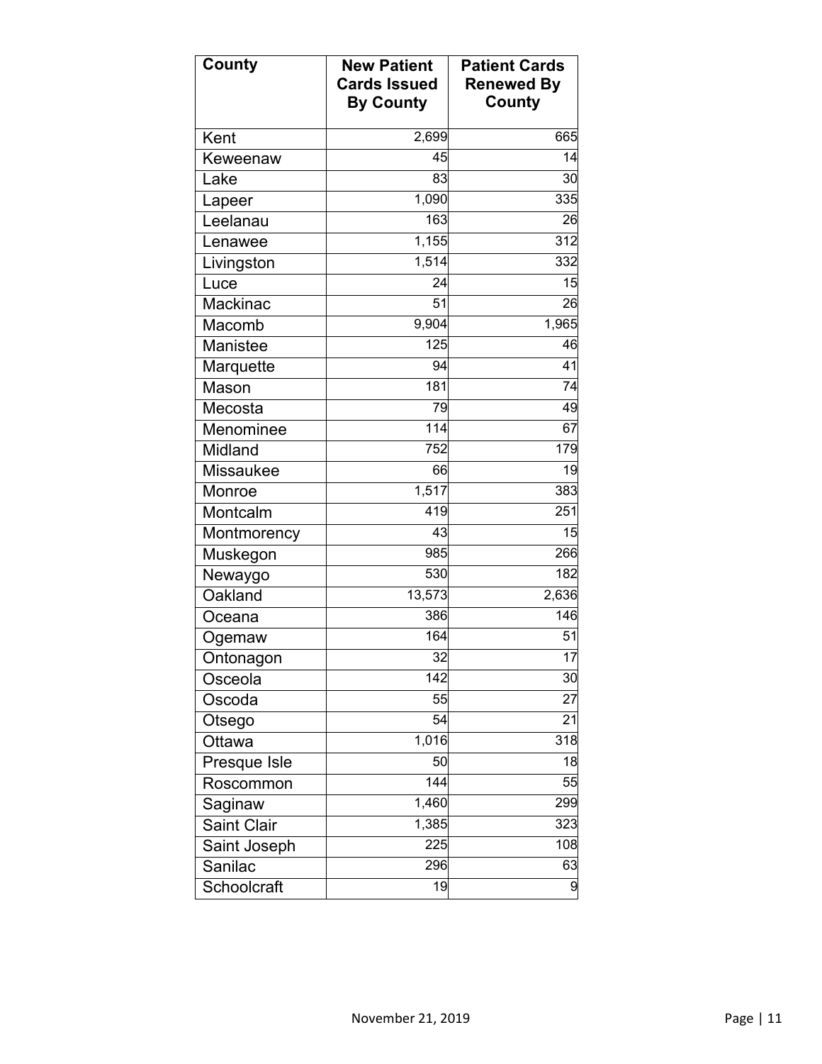| County | New Patient Cards Issued By County | Patient Cards Renewed By County |
| --- | --- | --- |
| Kent | 2,699 | 665 |
| Keweenaw | 45 | 14 |
| Lake | 83 | 30 |
| Lapeer | 1,090 | 335 |
| Leelanau | 163 | 26 |
| Lenawee | 1,155 | 312 |
| Livingston | 1,514 | 332 |
| Luce | 24 | 15 |
| Mackinac | 51 | 26 |
| Macomb | 9,904 | 1,965 |
| Manistee | 125 | 46 |
| Marquette | 94 | 41 |
| Mason | 181 | 74 |
| Mecosta | 79 | 49 |
| Menominee | 114 | 67 |
| Midland | 752 | 179 |
| Missaukee | 66 | 19 |
| Monroe | 1,517 | 383 |
| Montcalm | 419 | 251 |
| Montmorency | 43 | 15 |
| Muskegon | 985 | 266 |
| Newaygo | 530 | 182 |
| Oakland | 13,573 | 2,636 |
| Oceana | 386 | 146 |
| Ogemaw | 164 | 51 |
| Ontonagon | 32 | 17 |
| Osceola | 142 | 30 |
| Oscoda | 55 | 27 |
| Otsego | 54 | 21 |
| Ottawa | 1,016 | 318 |
| Presque Isle | 50 | 18 |
| Roscommon | 144 | 55 |
| Saginaw | 1,460 | 299 |
| Saint Clair | 1,385 | 323 |
| Saint Joseph | 225 | 108 |
| Sanilac | 296 | 63 |
| Schoolcraft | 19 | 9 |

November 21, 2019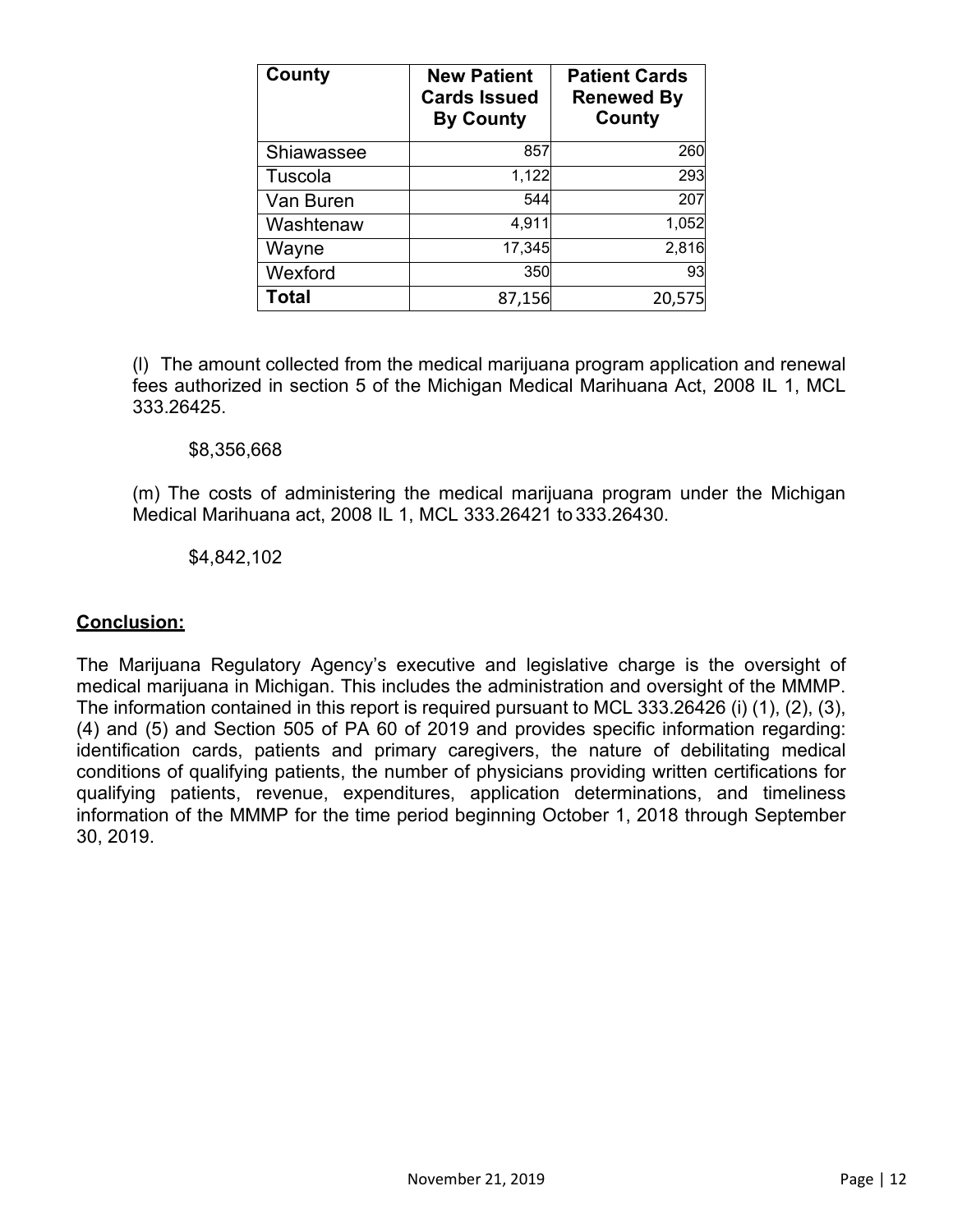| County | New Patient Cards Issued By County | Patient Cards Renewed By County |
|---|---|---|
| Shiawassee | 857 | 260 |
| Tuscola | 1,122 | 293 |
| Van Buren | 544 | 207 |
| Washtenaw | 4,911 | 1,052 |
| Wayne | 17,345 | 2,816 |
| Wexford | 350 | 93 |
| **Total** | 87,156 | 20,575 |

(l) The amount collected from the medical marijuana program application and renewal fees authorized in section 5 of the Michigan Medical Marihuana Act, 2008 IL 1, MCL 333.26425.

$8,356,668

(m) The costs of administering the medical marijuana program under the Michigan Medical Marihuana act, 2008 IL 1, MCL 333.26421 to 333.26430.

$4,842,102

**Conclusion:**

The Marijuana Regulatory Agency's executive and legislative charge is the oversight of medical marijuana in Michigan. This includes the administration and oversight of the MMMP. The information contained in this report is required pursuant to MCL 333.26426 (i) (1), (2), (3), (4) and (5) and Section 505 of PA 60 of 2019 and provides specific information regarding: identification cards, patients and primary caregivers, the nature of debilitating medical conditions of qualifying patients, the number of physicians providing written certifications for qualifying patients, revenue, expenditures, application determinations, and timeliness information of the MMMP for the time period beginning October 1, 2018 through September 30, 2019.